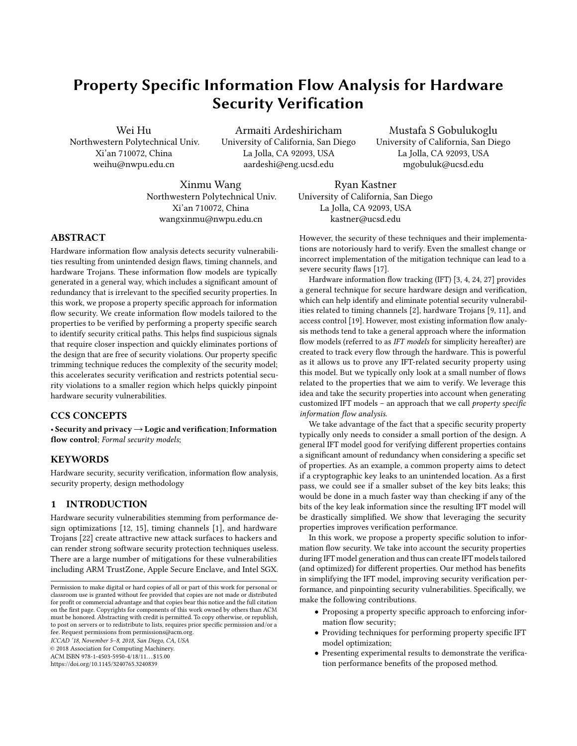# Property Specific Information Flow Analysis for Hardware Security Verification

Wei Hu
Northwestern Polytechnical Univ.
Xi'an 710072, China
weihu@nwpu.edu.cn

Armaiti Ardeshiricham
University of California, San Diego
La Jolla, CA 92093, USA
aardeshi@eng.ucsd.edu

Mustafa S Gobulukoglu
University of California, San Diego
La Jolla, CA 92093, USA
mgobuluk@ucsd.edu

Xinmu Wang
Northwestern Polytechnical Univ.
Xi'an 710072, China
wangxinmu@nwpu.edu.cn

Ryan Kastner
University of California, San Diego
La Jolla, CA 92093, USA
kastner@ucsd.edu

## ABSTRACT

Hardware information flow analysis detects security vulnerabilities resulting from unintended design flaws, timing channels, and hardware Trojans. These information flow models are typically generated in a general way, which includes a significant amount of redundancy that is irrelevant to the specified security properties. In this work, we propose a property specific approach for information flow security. We create information flow models tailored to the properties to be verified by performing a property specific search to identify security critical paths. This helps find suspicious signals that require closer inspection and quickly eliminates portions of the design that are free of security violations. Our property specific trimming technique reduces the complexity of the security model; this accelerates security verification and restricts potential security violations to a smaller region which helps quickly pinpoint hardware security vulnerabilities.

## CCS CONCEPTS

• **Security and privacy → Logic and verification**; **Information flow control**; *Formal security models*;

## KEYWORDS

Hardware security, security verification, information flow analysis, security property, design methodology

## 1 INTRODUCTION

Hardware security vulnerabilities stemming from performance design optimizations [12, 15], timing channels [1], and hardware Trojans [22] create attractive new attack surfaces to hackers and can render strong software security protection techniques useless. There are a large number of mitigations for these vulnerabilities including ARM TrustZone, Apple Secure Enclave, and Intel SGX. However, the security of these techniques and their implementations are notoriously hard to verify. Even the smallest change or incorrect implementation of the mitigation technique can lead to a severe security flaws [17].

Hardware information flow tracking (IFT) [3, 4, 24, 27] provides a general technique for secure hardware design and verification, which can help identify and eliminate potential security vulnerabilities related to timing channels [2], hardware Trojans [9, 11], and access control [19]. However, most existing information flow analysis methods tend to take a general approach where the information flow models (referred to as *IFT models* for simplicity hereafter) are created to track every flow through the hardware. This is powerful as it allows us to prove any IFT-related security property using this model. But we typically only look at a small number of flows related to the properties that we aim to verify. We leverage this idea and take the security properties into account when generating customized IFT models – an approach that we call *property specific information flow analysis*.

We take advantage of the fact that a specific security property typically only needs to consider a small portion of the design. A general IFT model good for verifying different properties contains a significant amount of redundancy when considering a specific set of properties. As an example, a common property aims to detect if a cryptographic key leaks to an unintended location. As a first pass, we could see if a smaller subset of the key bits leaks; this would be done in a much faster way than checking if any of the bits of the key leak information since the resulting IFT model will be drastically simplified. We show that leveraging the security properties improves verification performance.

In this work, we propose a property specific solution to information flow security. We take into account the security properties during IFT model generation and thus can create IFT models tailored (and optimized) for different properties. Our method has benefits in simplifying the IFT model, improving security verification performance, and pinpointing security vulnerabilities. Specifically, we make the following contributions.

- Proposing a property specific approach to enforcing information flow security;
- Providing techniques for performing property specific IFT model optimization;
- Presenting experimental results to demonstrate the verification performance benefits of the proposed method.

Permission to make digital or hard copies of all or part of this work for personal or classroom use is granted without fee provided that copies are not made or distributed for profit or commercial advantage and that copies bear this notice and the full citation on the first page. Copyrights for components of this work owned by others than ACM must be honored. Abstracting with credit is permitted. To copy otherwise, or republish, to post on servers or to redistribute to lists, requires prior specific permission and/or a fee. Request permissions from permissions@acm.org.
*ICCAD '18, November 5–8, 2018, San Diego, CA, USA*
© 2018 Association for Computing Machinery.
ACM ISBN 978-1-4503-5950-4/18/11…$15.00
https://doi.org/10.1145/3240765.3240839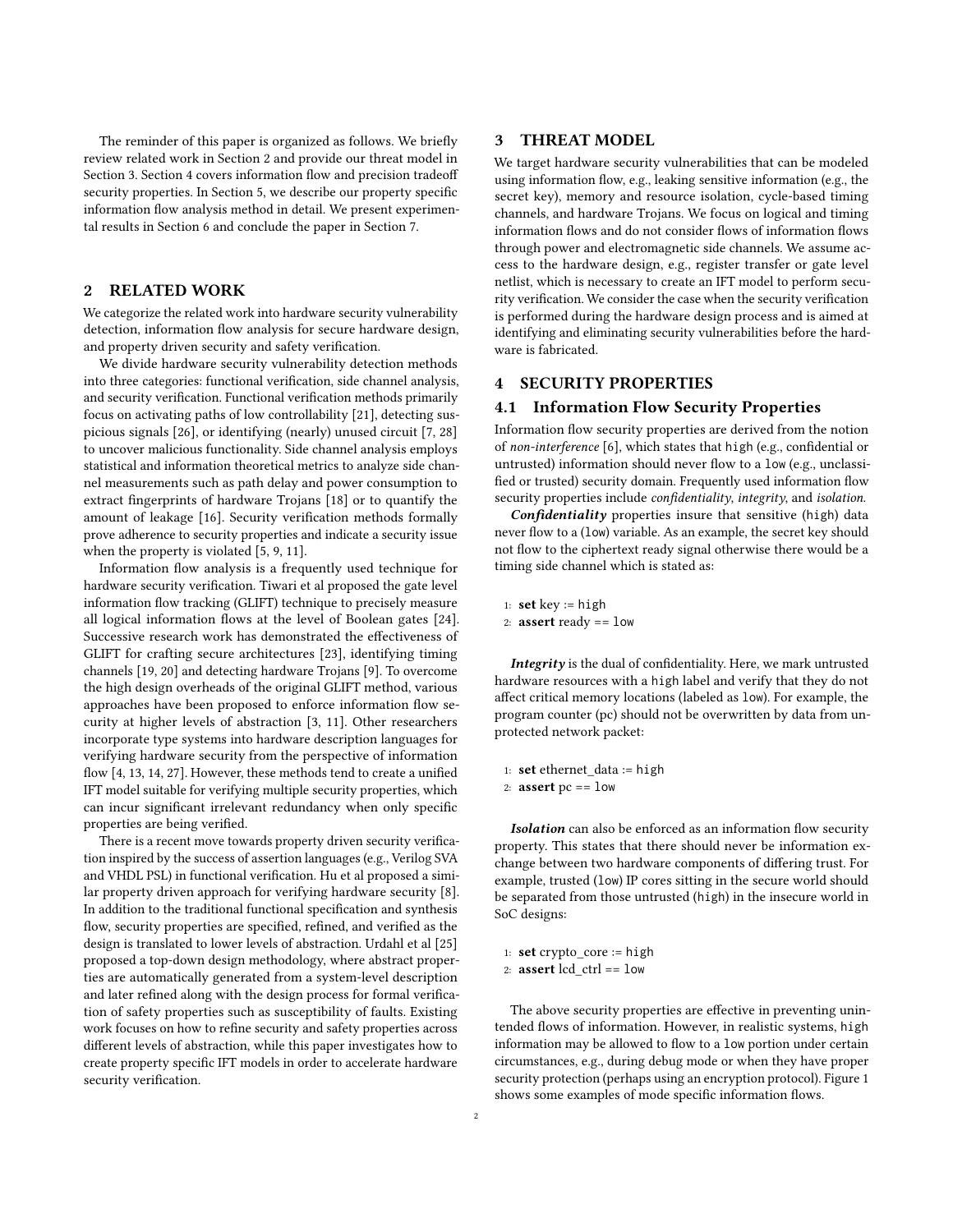The reminder of this paper is organized as follows. We briefly review related work in Section 2 and provide our threat model in Section 3. Section 4 covers information flow and precision tradeoff security properties. In Section 5, we describe our property specific information flow analysis method in detail. We present experimental results in Section 6 and conclude the paper in Section 7.

## 2 RELATED WORK

We categorize the related work into hardware security vulnerability detection, information flow analysis for secure hardware design, and property driven security and safety verification.

We divide hardware security vulnerability detection methods into three categories: functional verification, side channel analysis, and security verification. Functional verification methods primarily focus on activating paths of low controllability [21], detecting suspicious signals [26], or identifying (nearly) unused circuit [7, 28] to uncover malicious functionality. Side channel analysis employs statistical and information theoretical metrics to analyze side channel measurements such as path delay and power consumption to extract fingerprints of hardware Trojans [18] or to quantify the amount of leakage [16]. Security verification methods formally prove adherence to security properties and indicate a security issue when the property is violated [5, 9, 11].

Information flow analysis is a frequently used technique for hardware security verification. Tiwari et al proposed the gate level information flow tracking (GLIFT) technique to precisely measure all logical information flows at the level of Boolean gates [24]. Successive research work has demonstrated the effectiveness of GLIFT for crafting secure architectures [23], identifying timing channels [19, 20] and detecting hardware Trojans [9]. To overcome the high design overheads of the original GLIFT method, various approaches have been proposed to enforce information flow security at higher levels of abstraction [3, 11]. Other researchers incorporate type systems into hardware description languages for verifying hardware security from the perspective of information flow [4, 13, 14, 27]. However, these methods tend to create a unified IFT model suitable for verifying multiple security properties, which can incur significant irrelevant redundancy when only specific properties are being verified.

There is a recent move towards property driven security verification inspired by the success of assertion languages (e.g., Verilog SVA and VHDL PSL) in functional verification. Hu et al proposed a similar property driven approach for verifying hardware security [8]. In addition to the traditional functional specification and synthesis flow, security properties are specified, refined, and verified as the design is translated to lower levels of abstraction. Urdahl et al [25] proposed a top-down design methodology, where abstract properties are automatically generated from a system-level description and later refined along with the design process for formal verification of safety properties such as susceptibility of faults. Existing work focuses on how to refine security and safety properties across different levels of abstraction, while this paper investigates how to create property specific IFT models in order to accelerate hardware security verification.

## 3 THREAT MODEL

We target hardware security vulnerabilities that can be modeled using information flow, e.g., leaking sensitive information (e.g., the secret key), memory and resource isolation, cycle-based timing channels, and hardware Trojans. We focus on logical and timing information flows and do not consider flows of information flows through power and electromagnetic side channels. We assume access to the hardware design, e.g., register transfer or gate level netlist, which is necessary to create an IFT model to perform security verification. We consider the case when the security verification is performed during the hardware design process and is aimed at identifying and eliminating security vulnerabilities before the hardware is fabricated.

## 4 SECURITY PROPERTIES

### 4.1 Information Flow Security Properties

Information flow security properties are derived from the notion of *non-interference* [6], which states that high (e.g., confidential or untrusted) information should never flow to a low (e.g., unclassified or trusted) security domain. Frequently used information flow security properties include *confidentiality*, *integrity*, and *isolation*.

***Confidentiality*** properties insure that sensitive (high) data never flow to a (low) variable. As an example, the secret key should not flow to the ciphertext ready signal otherwise there would be a timing side channel which is stated as:

1: **set** key := high
2: **assert** ready == low

***Integrity*** is the dual of confidentiality. Here, we mark untrusted hardware resources with a high label and verify that they do not affect critical memory locations (labeled as low). For example, the program counter (pc) should not be overwritten by data from unprotected network packet:

1: **set** ethernet_data := high
2: **assert** pc == low

***Isolation*** can also be enforced as an information flow security property. This states that there should never be information exchange between two hardware components of differing trust. For example, trusted (low) IP cores sitting in the secure world should be separated from those untrusted (high) in the insecure world in SoC designs:

1: **set** crypto_core := high
2: **assert** lcd_ctrl == low

The above security properties are effective in preventing unintended flows of information. However, in realistic systems, high information may be allowed to flow to a low portion under certain circumstances, e.g., during debug mode or when they have proper security protection (perhaps using an encryption protocol). Figure 1 shows some examples of mode specific information flows.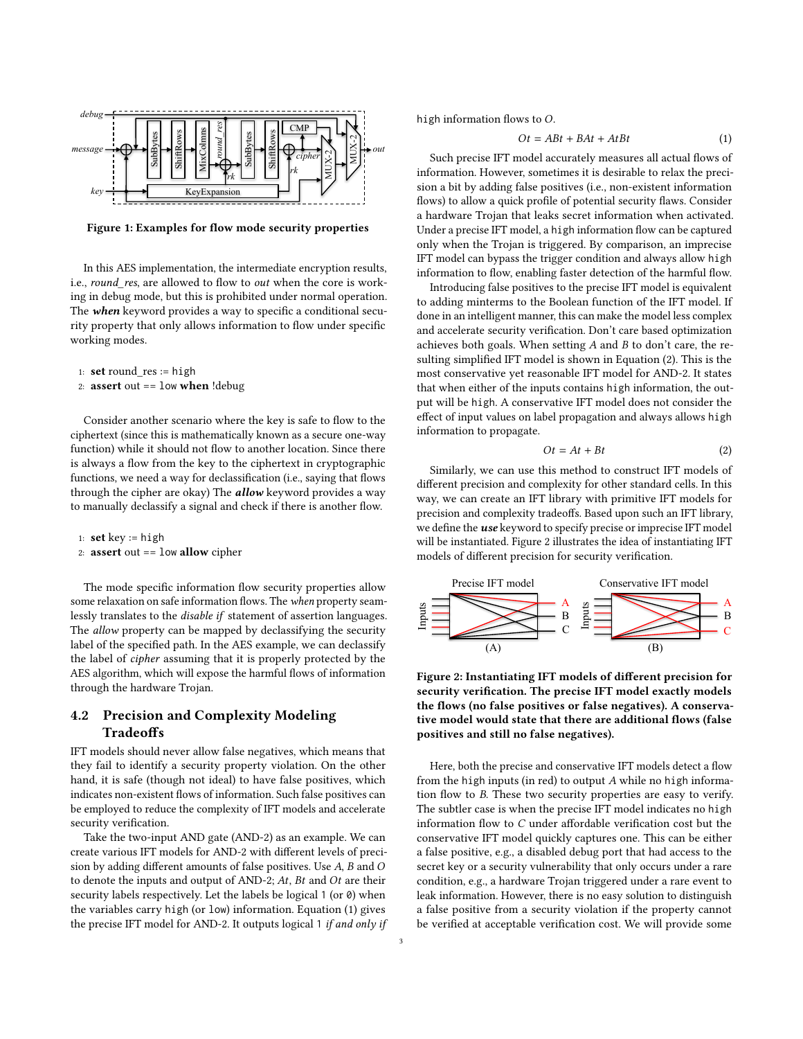**Figure 1: Examples for flow mode security properties**

In this AES implementation, the intermediate encryption results, i.e., *round_res*, are allowed to flow to *out* when the core is working in debug mode, but this is prohibited under normal operation. The ***when*** keyword provides a way to specific a conditional security property that only allows information to flow under specific working modes.

```
1: set round_res := high
2: assert out == low when !debug
```

Consider another scenario where the key is safe to flow to the ciphertext (since this is mathematically known as a secure one-way function) while it should not flow to another location. Since there is always a flow from the key to the ciphertext in cryptographic functions, we need a way for declassification (i.e., saying that flows through the cipher are okay) The ***allow*** keyword provides a way to manually declassify a signal and check if there is another flow.

```
1: set key := high
2: assert out == low allow cipher
```

The mode specific information flow security properties allow some relaxation on safe information flows. The *when* property seamlessly translates to the *disable if* statement of assertion languages. The *allow* property can be mapped by declassifying the security label of the specified path. In the AES example, we can declassify the label of *cipher* assuming that it is properly protected by the AES algorithm, which will expose the harmful flows of information through the hardware Trojan.

## 4.2 Precision and Complexity Modeling Tradeoffs

IFT models should never allow false negatives, which means that they fail to identify a security property violation. On the other hand, it is safe (though not ideal) to have false positives, which indicates non-existent flows of information. Such false positives can be employed to reduce the complexity of IFT models and accelerate security verification.

Take the two-input AND gate (AND-2) as an example. We can create various IFT models for AND-2 with different levels of precision by adding different amounts of false positives. Use $A$, $B$ and $O$ to denote the inputs and output of AND-2; $At$, $Bt$ and $Ot$ are their security labels respectively. Let the labels be logical `1` (or `0`) when the variables carry `high` (or `low`) information. Equation (1) gives the precise IFT model for AND-2. It outputs logical `1` *if and only if* `high` information flows to $O$.

$$Ot = ABt + BAt + AtBt \tag{1}$$

Such precise IFT model accurately measures all actual flows of information. However, sometimes it is desirable to relax the precision a bit by adding false positives (i.e., non-existent information flows) to allow a quick profile of potential security flaws. Consider a hardware Trojan that leaks secret information when activated. Under a precise IFT model, a `high` information flow can be captured only when the Trojan is triggered. By comparison, an imprecise IFT model can bypass the trigger condition and always allow `high` information to flow, enabling faster detection of the harmful flow.

Introducing false positives to the precise IFT model is equivalent to adding minterms to the Boolean function of the IFT model. If done in an intelligent manner, this can make the model less complex and accelerate security verification. Don't care based optimization achieves both goals. When setting $A$ and $B$ to don't care, the resulting simplified IFT model is shown in Equation (2). This is the most conservative yet reasonable IFT model for AND-2. It states that when either of the inputs contains `high` information, the output will be `high`. A conservative IFT model does not consider the effect of input values on label propagation and always allows `high` information to propagate.

$$Ot = At + Bt \tag{2}$$

Similarly, we can use this method to construct IFT models of different precision and complexity for other standard cells. In this way, we can create an IFT library with primitive IFT models for precision and complexity tradeoffs. Based upon such an IFT library, we define the ***use*** keyword to specify precise or imprecise IFT model will be instantiated. Figure 2 illustrates the idea of instantiating IFT models of different precision for security verification.

**Figure 2: Instantiating IFT models of different precision for security verification. The precise IFT model exactly models the flows (no false positives or false negatives). A conservative model would state that there are additional flows (false positives and still no false negatives).**

Here, both the precise and conservative IFT models detect a flow from the high inputs (in red) to output $A$ while no `high` information flow to $B$. These two security properties are easy to verify. The subtler case is when the precise IFT model indicates no `high` information flow to $C$ under affordable verification cost but the conservative IFT model quickly captures one. This can be either a false positive, e.g., a disabled debug port that had access to the secret key or a security vulnerability that only occurs under a rare condition, e.g., a hardware Trojan triggered under a rare event to leak information. However, there is no easy solution to distinguish a false positive from a security violation if the property cannot be verified at acceptable verification cost. We will provide some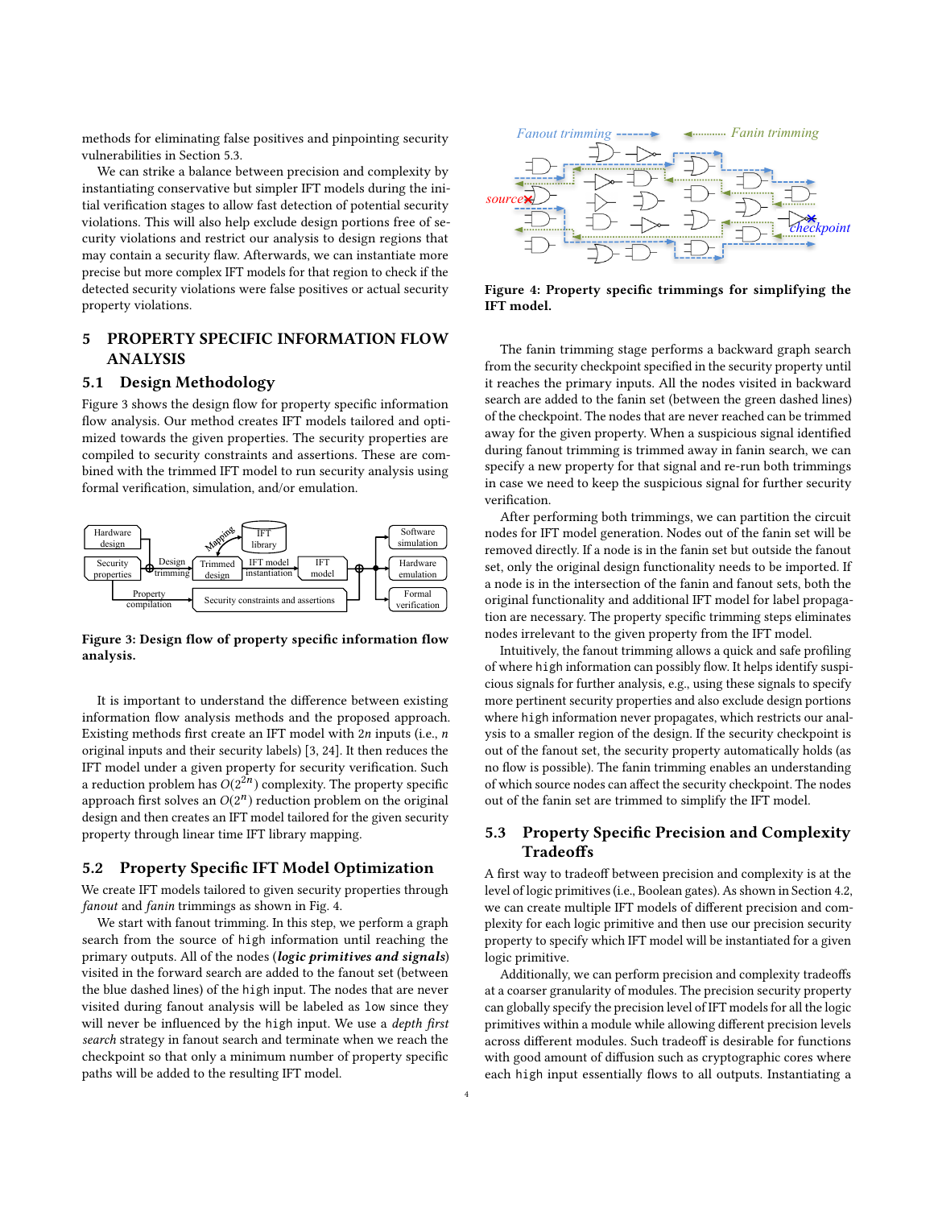methods for eliminating false positives and pinpointing security vulnerabilities in Section 5.3.

We can strike a balance between precision and complexity by instantiating conservative but simpler IFT models during the initial verification stages to allow fast detection of potential security violations. This will also help exclude design portions free of security violations and restrict our analysis to design regions that may contain a security flaw. Afterwards, we can instantiate more precise but more complex IFT models for that region to check if the detected security violations were false positives or actual security property violations.

# 5 PROPERTY SPECIFIC INFORMATION FLOW ANALYSIS

## 5.1 Design Methodology

Figure 3 shows the design flow for property specific information flow analysis. Our method creates IFT models tailored and optimized towards the given properties. The security properties are compiled to security constraints and assertions. These are combined with the trimmed IFT model to run security analysis using formal verification, simulation, and/or emulation.

Hardware design
Security properties
Design trimming
Mapping
IFT library
Trimmed design
IFT model instantiation
IFT model
Property compilation
Security constraints and assertions
Software simulation
Hardware emulation
Formal verification

**Figure 3: Design flow of property specific information flow analysis.**

It is important to understand the difference between existing information flow analysis methods and the proposed approach. Existing methods first create an IFT model with $2n$ inputs (i.e., $n$ original inputs and their security labels) [3, 24]. It then reduces the IFT model under a given property for security verification. Such a reduction problem has $O(2^{2n})$ complexity. The property specific approach first solves an $O(2^n)$ reduction problem on the original design and then creates an IFT model tailored for the given security property through linear time IFT library mapping.

## 5.2 Property Specific IFT Model Optimization

We create IFT models tailored to given security properties through *fanout* and *fanin* trimmings as shown in Fig. 4.

We start with fanout trimming. In this step, we perform a graph search from the source of high information until reaching the primary outputs. All of the nodes (***logic primitives and signals***) visited in the forward search are added to the fanout set (between the blue dashed lines) of the high input. The nodes that are never visited during fanout analysis will be labeled as low since they will never be influenced by the high input. We use a *depth first search* strategy in fanout search and terminate when we reach the checkpoint so that only a minimum number of property specific paths will be added to the resulting IFT model.

Fanout trimming
Fanin trimming
source
checkpoint

**Figure 4: Property specific trimmings for simplifying the IFT model.**

The fanin trimming stage performs a backward graph search from the security checkpoint specified in the security property until it reaches the primary inputs. All the nodes visited in backward search are added to the fanin set (between the green dashed lines) of the checkpoint. The nodes that are never reached can be trimmed away for the given property. When a suspicious signal identified during fanout trimming is trimmed away in fanin search, we can specify a new property for that signal and re-run both trimmings in case we need to keep the suspicious signal for further security verification.

After performing both trimmings, we can partition the circuit nodes for IFT model generation. Nodes out of the fanin set will be removed directly. If a node is in the fanin set but outside the fanout set, only the original design functionality needs to be imported. If a node is in the intersection of the fanin and fanout sets, both the original functionality and additional IFT model for label propagation are necessary. The property specific trimming steps eliminates nodes irrelevant to the given property from the IFT model.

Intuitively, the fanout trimming allows a quick and safe profiling of where high information can possibly flow. It helps identify suspicious signals for further analysis, e.g., using these signals to specify more pertinent security properties and also exclude design portions where high information never propagates, which restricts our analysis to a smaller region of the design. If the security checkpoint is out of the fanout set, the security property automatically holds (as no flow is possible). The fanin trimming enables an understanding of which source nodes can affect the security checkpoint. The nodes out of the fanin set are trimmed to simplify the IFT model.

## 5.3 Property Specific Precision and Complexity Tradeoffs

A first way to tradeoff between precision and complexity is at the level of logic primitives (i.e., Boolean gates). As shown in Section 4.2, we can create multiple IFT models of different precision and complexity for each logic primitive and then use our precision security property to specify which IFT model will be instantiated for a given logic primitive.

Additionally, we can perform precision and complexity tradeoffs at a coarser granularity of modules. The precision security property can globally specify the precision level of IFT models for all the logic primitives within a module while allowing different precision levels across different modules. Such tradeoff is desirable for functions with good amount of diffusion such as cryptographic cores where each high input essentially flows to all outputs. Instantiating a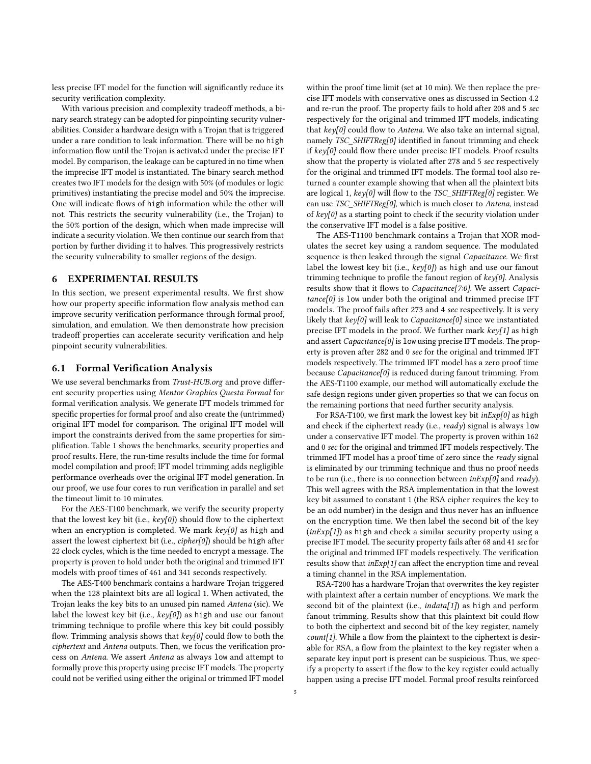less precise IFT model for the function will significantly reduce its security verification complexity.

With various precision and complexity tradeoff methods, a binary search strategy can be adopted for pinpointing security vulnerabilities. Consider a hardware design with a Trojan that is triggered under a rare condition to leak information. There will be no high information flow until the Trojan is activated under the precise IFT model. By comparison, the leakage can be captured in no time when the imprecise IFT model is instantiated. The binary search method creates two IFT models for the design with 50% (of modules or logic primitives) instantiating the precise model and 50% the imprecise. One will indicate flows of high information while the other will not. This restricts the security vulnerability (i.e., the Trojan) to the 50% portion of the design, which when made imprecise will indicate a security violation. We then continue our search from that portion by further dividing it to halves. This progressively restricts the security vulnerability to smaller regions of the design.

# 6 EXPERIMENTAL RESULTS

In this section, we present experimental results. We first show how our property specific information flow analysis method can improve security verification performance through formal proof, simulation, and emulation. We then demonstrate how precision tradeoff properties can accelerate security verification and help pinpoint security vulnerabilities.

## 6.1 Formal Verification Analysis

We use several benchmarks from *Trust-HUB.org* and prove different security properties using *Mentor Graphics Questa Formal* for formal verification analysis. We generate IFT models trimmed for specific properties for formal proof and also create the (untrimmed) original IFT model for comparison. The original IFT model will import the constraints derived from the same properties for simplification. Table 1 shows the benchmarks, security properties and proof results. Here, the run-time results include the time for formal model compilation and proof; IFT model trimming adds negligible performance overheads over the original IFT model generation. In our proof, we use four cores to run verification in parallel and set the timeout limit to 10 minutes.

For the AES-T100 benchmark, we verify the security property that the lowest key bit (i.e., *key[0]*) should flow to the ciphertext when an encryption is completed. We mark *key[0]* as high and assert the lowest ciphertext bit (i.e., *cipher[0]*) should be high after 22 clock cycles, which is the time needed to encrypt a message. The property is proven to hold under both the original and trimmed IFT models with proof times of 461 and 341 seconds respectively.

The AES-T400 benchmark contains a hardware Trojan triggered when the 128 plaintext bits are all logical 1. When activated, the Trojan leaks the key bits to an unused pin named *Antena* (sic). We label the lowest key bit (i.e., *key[0]*) as high and use our fanout trimming technique to profile where this key bit could possibly flow. Trimming analysis shows that *key[0]* could flow to both the *ciphertext* and *Antena* outputs. Then, we focus the verification process on *Antena*. We assert *Antena* as always low and attempt to formally prove this property using precise IFT models. The property could not be verified using either the original or trimmed IFT model within the proof time limit (set at 10 min). We then replace the precise IFT models with conservative ones as discussed in Section 4.2 and re-run the proof. The property fails to hold after 208 and 5 *sec* respectively for the original and trimmed IFT models, indicating that *key[0]* could flow to *Antena*. We also take an internal signal, namely *TSC_SHIFTReg[0]* identified in fanout trimming and check if *key[0]* could flow there under precise IFT models. Proof results show that the property is violated after 278 and 5 *sec* respectively for the original and trimmed IFT models. The formal tool also returned a counter example showing that when all the plaintext bits are logical 1, *key[0]* will flow to the *TSC_SHIFTReg[0]* register. We can use *TSC_SHIFTReg[0]*, which is much closer to *Antena*, instead of *key[0]* as a starting point to check if the security violation under the conservative IFT model is a false positive.

The AES-T1100 benchmark contains a Trojan that XOR modulates the secret key using a random sequence. The modulated sequence is then leaked through the signal *Capacitance*. We first label the lowest key bit (i.e., *key[0]*) as high and use our fanout trimming technique to profile the fanout region of *key[0]*. Analysis results show that it flows to *Capacitance[7:0]*. We assert *Capacitance[0]* is low under both the original and trimmed precise IFT models. The proof fails after 273 and 4 *sec* respectively. It is very likely that *key[0]* will leak to *Capacitance[0]* since we instantiated precise IFT models in the proof. We further mark *key[1]* as high and assert *Capacitance[0]* is low using precise IFT models. The property is proven after 282 and 0 *sec* for the original and trimmed IFT models respectively. The trimmed IFT model has a zero proof time because *Capacitance[0]* is reduced during fanout trimming. From the AES-T1100 example, our method will automatically exclude the safe design regions under given properties so that we can focus on the remaining portions that need further security analysis.

For RSA-T100, we first mark the lowest key bit *inExp[0]* as high and check if the ciphertext ready (i.e., *ready*) signal is always low under a conservative IFT model. The property is proven within 162 and 0 *sec* for the original and trimmed IFT models respectively. The trimmed IFT model has a proof time of zero since the *ready* signal is eliminated by our trimming technique and thus no proof needs to be run (i.e., there is no connection between *inExp[0]* and *ready*). This well agrees with the RSA implementation in that the lowest key bit assumed to constant 1 (the RSA cipher requires the key to be an odd number) in the design and thus never has an influence on the encryption time. We then label the second bit of the key (*inExp[1]*) as high and check a similar security property using a precise IFT model. The security property fails after 68 and 41 *sec* for the original and trimmed IFT models respectively. The verification results show that *inExp[1]* can affect the encryption time and reveal a timing channel in the RSA implementation.

RSA-T200 has a hardware Trojan that overwrites the key register with plaintext after a certain number of encyptions. We mark the second bit of the plaintext (i.e., *indata[1]*) as high and perform fanout trimming. Results show that this plaintext bit could flow to both the ciphertext and second bit of the key register, namely *count[1]*. While a flow from the plaintext to the ciphertext is desirable for RSA, a flow from the plaintext to the key register when a separate key input port is present can be suspicious. Thus, we specify a property to assert if the flow to the key register could actually happen using a precise IFT model. Formal proof results reinforced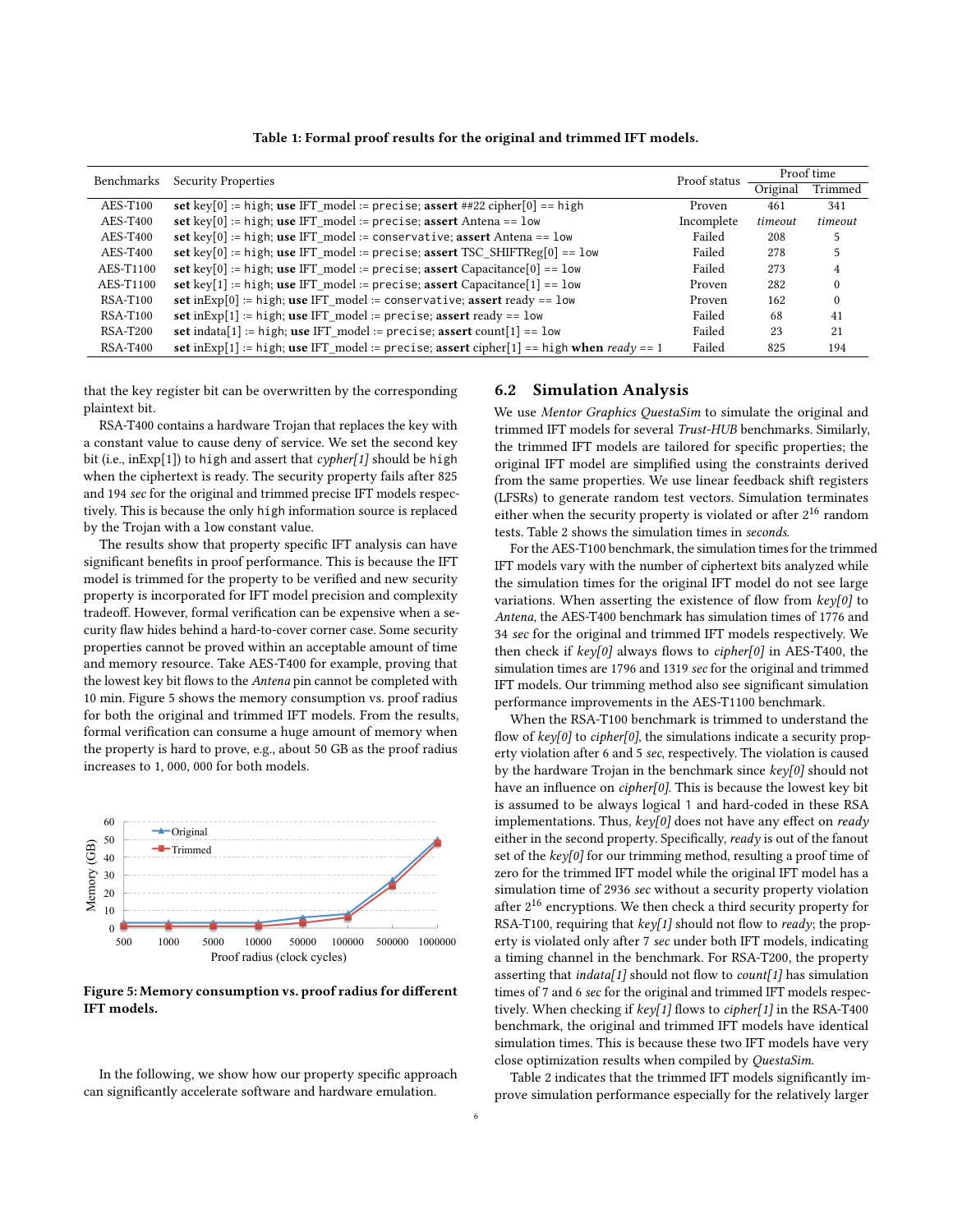**Table 1: Formal proof results for the original and trimmed IFT models.**

| Benchmarks | Security Properties | Proof status | Proof time | |
|---|---|---|---|---|
| | | | Original | Trimmed |
| AES-T100 | **set** key[0] := high; **use** IFT_model := precise; **assert** ##22 cipher[0] == high | Proven | 461 | 341 |
| AES-T400 | **set** key[0] := high; **use** IFT_model := precise; **assert** Antena == low | Incomplete | *timeout* | *timeout* |
| AES-T400 | **set** key[0] := high; **use** IFT_model := conservative; **assert** Antena == low | Failed | 208 | 5 |
| AES-T400 | **set** key[0] := high; **use** IFT_model := precise; **assert** TSC_SHIFTReg[0] == low | Failed | 278 | 5 |
| AES-T1100 | **set** key[0] := high; **use** IFT_model := precise; **assert** Capacitance[0] == low | Failed | 273 | 4 |
| AES-T1100 | **set** key[1] := high; **use** IFT_model := precise; **assert** Capacitance[1] == low | Proven | 282 | 0 |
| RSA-T100 | **set** inExp[0] := high; **use** IFT_model := conservative; **assert** ready == low | Proven | 162 | 0 |
| RSA-T100 | **set** inExp[1] := high; **use** IFT_model := precise; **assert** ready == low | Failed | 68 | 41 |
| RSA-T200 | **set** indata[1] := high; **use** IFT_model := precise; **assert** count[1] == low | Failed | 23 | 21 |
| RSA-T400 | **set** inExp[1] := high; **use** IFT_model := precise; **assert** cipher[1] == high **when** *ready* == 1 | Failed | 825 | 194 |

that the key register bit can be overwritten by the corresponding plaintext bit.

RSA-T400 contains a hardware Trojan that replaces the key with a constant value to cause deny of service. We set the second key bit (i.e., inExp[1]) to high and assert that *cypher[1]* should be high when the ciphertext is ready. The security property fails after 825 and 194 *sec* for the original and trimmed precise IFT models respectively. This is because the only high information source is replaced by the Trojan with a low constant value.

The results show that property specific IFT analysis can have significant benefits in proof performance. This is because the IFT model is trimmed for the property to be verified and new security property is incorporated for IFT model precision and complexity tradeoff. However, formal verification can be expensive when a security flaw hides behind a hard-to-cover corner case. Some security properties cannot be proved within an acceptable amount of time and memory resource. Take AES-T400 for example, proving that the lowest key bit flows to the *Antena* pin cannot be completed with 10 min. Figure 5 shows the memory consumption vs. proof radius for both the original and trimmed IFT models. From the results, formal verification can consume a huge amount of memory when the property is hard to prove, e.g., about 50 GB as the proof radius increases to 1, 000, 000 for both models.

**Figure 5: Memory consumption vs. proof radius for different IFT models.**

In the following, we show how our property specific approach can significantly accelerate software and hardware emulation.

## 6.2 Simulation Analysis

We use *Mentor Graphics QuestaSim* to simulate the original and trimmed IFT models for several *Trust-HUB* benchmarks. Similarly, the trimmed IFT models are tailored for specific properties; the original IFT model are simplified using the constraints derived from the same properties. We use linear feedback shift registers (LFSRs) to generate random test vectors. Simulation terminates either when the security property is violated or after $2^{16}$ random tests. Table 2 shows the simulation times in *seconds*.

For the AES-T100 benchmark, the simulation times for the trimmed IFT models vary with the number of ciphertext bits analyzed while the simulation times for the original IFT model do not see large variations. When asserting the existence of flow from *key[0]* to *Antena*, the AES-T400 benchmark has simulation times of 1776 and 34 *sec* for the original and trimmed IFT models respectively. We then check if *key[0]* always flows to *cipher[0]* in AES-T400, the simulation times are 1796 and 1319 *sec* for the original and trimmed IFT models. Our trimming method also see significant simulation performance improvements in the AES-T1100 benchmark.

When the RSA-T100 benchmark is trimmed to understand the flow of *key[0]* to *cipher[0]*, the simulations indicate a security property violation after 6 and 5 *sec*, respectively. The violation is caused by the hardware Trojan in the benchmark since *key[0]* should not have an influence on *cipher[0]*. This is because the lowest key bit is assumed to be always logical 1 and hard-coded in these RSA implementations. Thus, *key[0]* does not have any effect on *ready* either in the second property. Specifically, *ready* is out of the fanout set of the *key[0]* for our trimming method, resulting a proof time of zero for the trimmed IFT model while the original IFT model has a simulation time of 2936 *sec* without a security property violation after $2^{16}$ encryptions. We then check a third security property for RSA-T100, requiring that *key[1]* should not flow to *ready*; the property is violated only after 7 *sec* under both IFT models, indicating a timing channel in the benchmark. For RSA-T200, the property asserting that *indata[1]* should not flow to *count[1]* has simulation times of 7 and 6 *sec* for the original and trimmed IFT models respectively. When checking if *key[1]* flows to *cipher[1]* in the RSA-T400 benchmark, the original and trimmed IFT models have identical simulation times. This is because these two IFT models have very close optimization results when compiled by *QuestaSim*.

Table 2 indicates that the trimmed IFT models significantly improve simulation performance especially for the relatively larger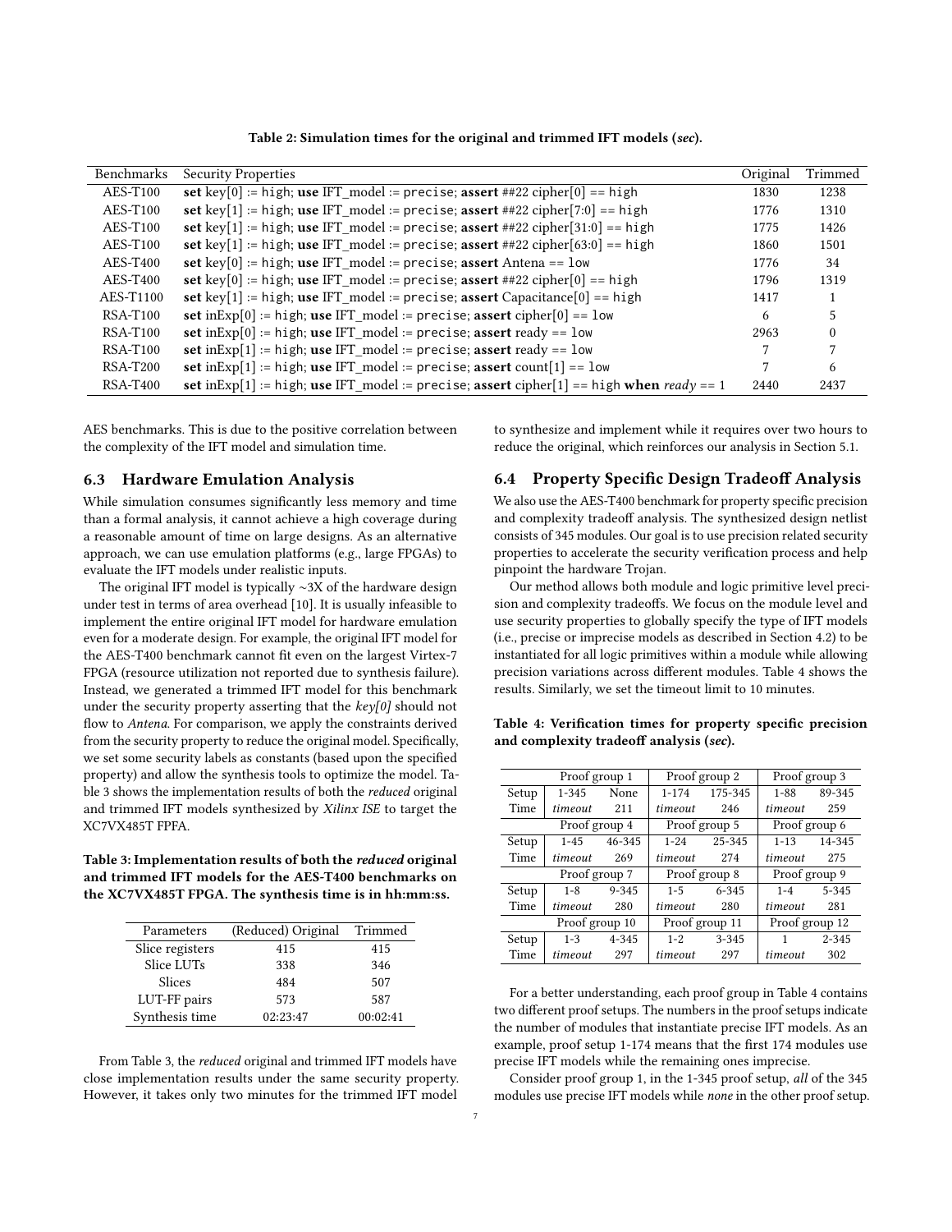**Table 2: Simulation times for the original and trimmed IFT models (*sec*).**

| Benchmarks | Security Properties | Original | Trimmed |
|---|---|---|---|
| AES-T100 | **set** key[0] := high; **use** IFT_model := precise; **assert** ##22 cipher[0] == high | 1830 | 1238 |
| AES-T100 | **set** key[1] := high; **use** IFT_model := precise; **assert** ##22 cipher[7:0] == high | 1776 | 1310 |
| AES-T100 | **set** key[1] := high; **use** IFT_model := precise; **assert** ##22 cipher[31:0] == high | 1775 | 1426 |
| AES-T100 | **set** key[1] := high; **use** IFT_model := precise; **assert** ##22 cipher[63:0] == high | 1860 | 1501 |
| AES-T400 | **set** key[0] := high; **use** IFT_model := precise; **assert** Antena == low | 1776 | 34 |
| AES-T400 | **set** key[0] := high; **use** IFT_model := precise; **assert** ##22 cipher[0] == high | 1796 | 1319 |
| AES-T1100 | **set** key[1] := high; **use** IFT_model := precise; **assert** Capacitance[0] == high | 1417 | 1 |
| RSA-T100 | **set** inExp[0] := high; **use** IFT_model := precise; **assert** cipher[0] == low | 6 | 5 |
| RSA-T100 | **set** inExp[0] := high; **use** IFT_model := precise; **assert** ready == low | 2963 | 0 |
| RSA-T100 | **set** inExp[1] := high; **use** IFT_model := precise; **assert** ready == low | 7 | 7 |
| RSA-T200 | **set** inExp[1] := high; **use** IFT_model := precise; **assert** count[1] == low | 7 | 6 |
| RSA-T400 | **set** inExp[1] := high; **use** IFT_model := precise; **assert** cipher[1] == high **when** *ready* == 1 | 2440 | 2437 |

AES benchmarks. This is due to the positive correlation between the complexity of the IFT model and simulation time.

### 6.3 Hardware Emulation Analysis

While simulation consumes significantly less memory and time than a formal analysis, it cannot achieve a high coverage during a reasonable amount of time on large designs. As an alternative approach, we can use emulation platforms (e.g., large FPGAs) to evaluate the IFT models under realistic inputs.

The original IFT model is typically ~3X of the hardware design under test in terms of area overhead [10]. It is usually infeasible to implement the entire original IFT model for hardware emulation even for a moderate design. For example, the original IFT model for the AES-T400 benchmark cannot fit even on the largest Virtex-7 FPGA (resource utilization not reported due to synthesis failure). Instead, we generated a trimmed IFT model for this benchmark under the security property asserting that the *key[0]* should not flow to *Antena*. For comparison, we apply the constraints derived from the security property to reduce the original model. Specifically, we set some security labels as constants (based upon the specified property) and allow the synthesis tools to optimize the model. Table 3 shows the implementation results of both the *reduced* original and trimmed IFT models synthesized by *Xilinx ISE* to target the XC7VX485T FPFA.

**Table 3: Implementation results of both the *reduced* original and trimmed IFT models for the AES-T400 benchmarks on the XC7VX485T FPGA. The synthesis time is in hh:mm:ss.**

| Parameters | (Reduced) Original | Trimmed |
|---|---|---|
| Slice registers | 415 | 415 |
| Slice LUTs | 338 | 346 |
| Slices | 484 | 507 |
| LUT-FF pairs | 573 | 587 |
| Synthesis time | 02:23:47 | 00:02:41 |

From Table 3, the *reduced* original and trimmed IFT models have close implementation results under the same security property. However, it takes only two minutes for the trimmed IFT model to synthesize and implement while it requires over two hours to reduce the original, which reinforces our analysis in Section 5.1.

### 6.4 Property Specific Design Tradeoff Analysis

We also use the AES-T400 benchmark for property specific precision and complexity tradeoff analysis. The synthesized design netlist consists of 345 modules. Our goal is to use precision related security properties to accelerate the security verification process and help pinpoint the hardware Trojan.

Our method allows both module and logic primitive level precision and complexity tradeoffs. We focus on the module level and use security properties to globally specify the type of IFT models (i.e., precise or imprecise models as described in Section 4.2) to be instantiated for all logic primitives within a module while allowing precision variations across different modules. Table 4 shows the results. Similarly, we set the timeout limit to 10 minutes.

**Table 4: Verification times for property specific precision and complexity tradeoff analysis (*sec*).**

| | Proof group 1 | | Proof group 2 | | Proof group 3 | |
|---|---|---|---|---|---|---|
| Setup | 1-345 | None | 1-174 | 175-345 | 1-88 | 89-345 |
| Time | *timeout* | 211 | *timeout* | 246 | *timeout* | 259 |
| | **Proof group 4** | | **Proof group 5** | | **Proof group 6** | |
| Setup | 1-45 | 46-345 | 1-24 | 25-345 | 1-13 | 14-345 |
| Time | *timeout* | 269 | *timeout* | 274 | *timeout* | 275 |
| | **Proof group 7** | | **Proof group 8** | | **Proof group 9** | |
| Setup | 1-8 | 9-345 | 1-5 | 6-345 | 1-4 | 5-345 |
| Time | *timeout* | 280 | *timeout* | 280 | *timeout* | 281 |
| | **Proof group 10** | | **Proof group 11** | | **Proof group 12** | |
| Setup | 1-3 | 4-345 | 1-2 | 3-345 | 1 | 2-345 |
| Time | *timeout* | 297 | *timeout* | 297 | *timeout* | 302 |

For a better understanding, each proof group in Table 4 contains two different proof setups. The numbers in the proof setups indicate the number of modules that instantiate precise IFT models. As an example, proof setup 1-174 means that the first 174 modules use precise IFT models while the remaining ones imprecise.

Consider proof group 1, in the 1-345 proof setup, *all* of the 345 modules use precise IFT models while *none* in the other proof setup.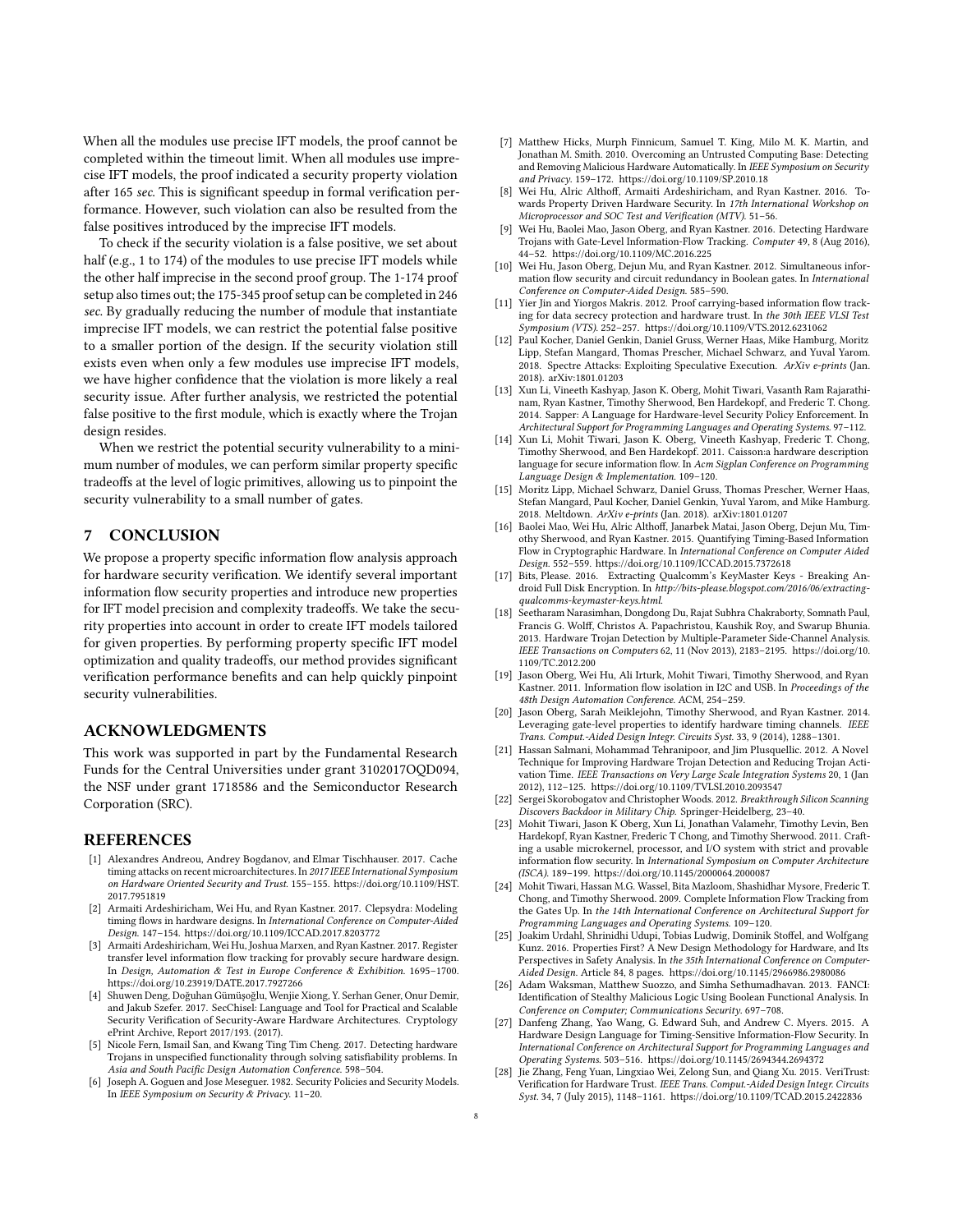When all the modules use precise IFT models, the proof cannot be completed within the timeout limit. When all modules use imprecise IFT models, the proof indicated a security property violation after 165 *sec*. This is significant speedup in formal verification performance. However, such violation can also be resulted from the false positives introduced by the imprecise IFT models.

To check if the security violation is a false positive, we set about half (e.g., 1 to 174) of the modules to use precise IFT models while the other half imprecise in the second proof group. The 1-174 proof setup also times out; the 175-345 proof setup can be completed in 246 *sec*. By gradually reducing the number of module that instantiate imprecise IFT models, we can restrict the potential false positive to a smaller portion of the design. If the security violation still exists even when only a few modules use imprecise IFT models, we have higher confidence that the violation is more likely a real security issue. After further analysis, we restricted the potential false positive to the first module, which is exactly where the Trojan design resides.

When we restrict the potential security vulnerability to a minimum number of modules, we can perform similar property specific tradeoffs at the level of logic primitives, allowing us to pinpoint the security vulnerability to a small number of gates.

## 7 CONCLUSION

We propose a property specific information flow analysis approach for hardware security verification. We identify several important information flow security properties and introduce new properties for IFT model precision and complexity tradeoffs. We take the security properties into account in order to create IFT models tailored for given properties. By performing property specific IFT model optimization and quality tradeoffs, our method provides significant verification performance benefits and can help quickly pinpoint security vulnerabilities.

## ACKNOWLEDGMENTS

This work was supported in part by the Fundamental Research Funds for the Central Universities under grant 3102017OQD094, the NSF under grant 1718586 and the Semiconductor Research Corporation (SRC).

## REFERENCES

[1] Alexandres Andreou, Andrey Bogdanov, and Elmar Tischhauser. 2017. Cache timing attacks on recent microarchitectures. In *2017 IEEE International Symposium on Hardware Oriented Security and Trust*. 155–155. https://doi.org/10.1109/HST.2017.7951819

[2] Armaiti Ardeshiricham, Wei Hu, and Ryan Kastner. 2017. Clepsydra: Modeling timing flows in hardware designs. In *International Conference on Computer-Aided Design*. 147–154. https://doi.org/10.1109/ICCAD.2017.8203772

[3] Armaiti Ardeshiricham, Wei Hu, Joshua Marxen, and Ryan Kastner. 2017. Register transfer level information flow tracking for provably secure hardware design. In *Design, Automation & Test in Europe Conference & Exhibition*. 1695–1700. https://doi.org/10.23919/DATE.2017.7927266

[4] Shuwen Deng, Doğuhan Gümüşoğlu, Wenjie Xiong, Y. Serhan Gener, Onur Demir, and Jakub Szefer. 2017. SecChisel: Language and Tool for Practical and Scalable Security Verification of Security-Aware Hardware Architectures. Cryptology ePrint Archive, Report 2017/193. (2017).

[5] Nicole Fern, Ismail San, and Kwang Ting Tim Cheng. 2017. Detecting hardware Trojans in unspecified functionality through solving satisfiability problems. In *Asia and South Pacific Design Automation Conference*. 598–504.

[6] Joseph A. Goguen and Jose Meseguer. 1982. Security Policies and Security Models. In *IEEE Symposium on Security & Privacy*. 11–20.

[7] Matthew Hicks, Murph Finnicum, Samuel T. King, Milo M. K. Martin, and Jonathan M. Smith. 2010. Overcoming an Untrusted Computing Base: Detecting and Removing Malicious Hardware Automatically. In *IEEE Symposium on Security and Privacy*. 159–172. https://doi.org/10.1109/SP.2010.18

[8] Wei Hu, Alric Althoff, Armaiti Ardeshiricham, and Ryan Kastner. 2016. Towards Property Driven Hardware Security. In *17th International Workshop on Microprocessor and SOC Test and Verification (MTV)*. 51–56.

[9] Wei Hu, Baolei Mao, Jason Oberg, and Ryan Kastner. 2016. Detecting Hardware Trojans with Gate-Level Information-Flow Tracking. *Computer* 49, 8 (Aug 2016), 44–52. https://doi.org/10.1109/MC.2016.225

[10] Wei Hu, Jason Oberg, Dejun Mu, and Ryan Kastner. 2012. Simultaneous information flow security and circuit redundancy in Boolean gates. In *International Conference on Computer-Aided Design*. 585–590.

[11] Yier Jin and Yiorgos Makris. 2012. Proof carrying-based information flow tracking for data secrecy protection and hardware trust. In *the 30th IEEE VLSI Test Symposium (VTS)*. 252–257. https://doi.org/10.1109/VTS.2012.6231062

[12] Paul Kocher, Daniel Genkin, Daniel Gruss, Werner Haas, Mike Hamburg, Moritz Lipp, Stefan Mangard, Thomas Prescher, Michael Schwarz, and Yuval Yarom. 2018. Spectre Attacks: Exploiting Speculative Execution. *ArXiv e-prints* (Jan. 2018). arXiv:1801.01203

[13] Xun Li, Vineeth Kashyap, Jason K. Oberg, Mohit Tiwari, Vasanth Ram Rajarathinam, Ryan Kastner, Timothy Sherwood, Ben Hardekopf, and Frederic T. Chong. 2014. Sapper: A Language for Hardware-level Security Policy Enforcement. In *Architectural Support for Programming Languages and Operating Systems*. 97–112.

[14] Xun Li, Mohit Tiwari, Jason K. Oberg, Vineeth Kashyap, Frederic T. Chong, Timothy Sherwood, and Ben Hardekopf. 2011. Caisson:a hardware description language for secure information flow. In *Acm Sigplan Conference on Programming Language Design & Implementation*. 109–120.

[15] Moritz Lipp, Michael Schwarz, Daniel Gruss, Thomas Prescher, Werner Haas, Stefan Mangard, Paul Kocher, Daniel Genkin, Yuval Yarom, and Mike Hamburg. 2018. Meltdown. *ArXiv e-prints* (Jan. 2018). arXiv:1801.01207

[16] Baolei Mao, Wei Hu, Alric Althoff, Janarbek Matai, Jason Oberg, Dejun Mu, Timothy Sherwood, and Ryan Kastner. 2015. Quantifying Timing-Based Information Flow in Cryptographic Hardware. In *International Conference on Computer Aided Design*. 552–559. https://doi.org/10.1109/ICCAD.2015.7372618

[17] Bits, Please. 2016. Extracting Qualcomm's KeyMaster Keys - Breaking Android Full Disk Encryption. In *http://bits-please.blogspot.com/2016/06/extracting-qualcomms-keymaster-keys.html*.

[18] Seetharam Narasimhan, Dongdong Du, Rajat Subhra Chakraborty, Somnath Paul, Francis G. Wolff, Christos A. Papachristou, Kaushik Roy, and Swarup Bhunia. 2013. Hardware Trojan Detection by Multiple-Parameter Side-Channel Analysis. *IEEE Transactions on Computers* 62, 11 (Nov 2013), 2183–2195. https://doi.org/10.1109/TC.2012.200

[19] Jason Oberg, Wei Hu, Ali Irturk, Mohit Tiwari, Timothy Sherwood, and Ryan Kastner. 2011. Information flow isolation in I2C and USB. In *Proceedings of the 48th Design Automation Conference*. ACM, 254–259.

[20] Jason Oberg, Sarah Meiklejohn, Timothy Sherwood, and Ryan Kastner. 2014. Leveraging gate-level properties to identify hardware timing channels. *IEEE Trans. Comput.-Aided Design Integr. Circuits Syst.* 33, 9 (2014), 1288–1301.

[21] Hassan Salmani, Mohammad Tehranipoor, and Jim Plusquellic. 2012. A Novel Technique for Improving Hardware Trojan Detection and Reducing Trojan Activation Time. *IEEE Transactions on Very Large Scale Integration Systems* 20, 1 (Jan 2012), 112–125. https://doi.org/10.1109/TVLSI.2010.2093547

[22] Sergei Skorobogatov and Christopher Woods. 2012. *Breakthrough Silicon Scanning Discovers Backdoor in Military Chip*. Springer-Heidelberg, 23–40.

[23] Mohit Tiwari, Jason K Oberg, Xun Li, Jonathan Valamehr, Timothy Levin, Ben Hardekopf, Ryan Kastner, Frederic T Chong, and Timothy Sherwood. 2011. Crafting a usable microkernel, processor, and I/O system with strict and provable information flow security. In *International Symposium on Computer Architecture (ISCA)*. 189–199. https://doi.org/10.1145/2000064.2000087

[24] Mohit Tiwari, Hassan M.G. Wassel, Bita Mazloom, Shashidhar Mysore, Frederic T. Chong, and Timothy Sherwood. 2009. Complete Information Flow Tracking from the Gates Up. In *the 14th International Conference on Architectural Support for Programming Languages and Operating Systems*. 109–120.

[25] Joakim Urdahl, Shrinidhi Udupi, Tobias Ludwig, Dominik Stoffel, and Wolfgang Kunz. 2016. Properties First? A New Design Methodology for Hardware, and Its Perspectives in Safety Analysis. In *the 35th International Conference on Computer-Aided Design*. Article 84, 8 pages. https://doi.org/10.1145/2966986.2980086

[26] Adam Waksman, Matthew Suozzo, and Simha Sethumadhavan. 2013. FANCI: Identification of Stealthy Malicious Logic Using Boolean Functional Analysis. In *Conference on Computer; Communications Security*. 697–708.

[27] Danfeng Zhang, Yao Wang, G. Edward Suh, and Andrew C. Myers. 2015. A Hardware Design Language for Timing-Sensitive Information-Flow Security. In *International Conference on Architectural Support for Programming Languages and Operating Systems*. 503–516. https://doi.org/10.1145/2694344.2694372

[28] Jie Zhang, Feng Yuan, Lingxiao Wei, Zelong Sun, and Qiang Xu. 2015. VeriTrust: Verification for Hardware Trust. *IEEE Trans. Comput.-Aided Design Integr. Circuits Syst.* 34, 7 (July 2015), 1148–1161. https://doi.org/10.1109/TCAD.2015.2422836